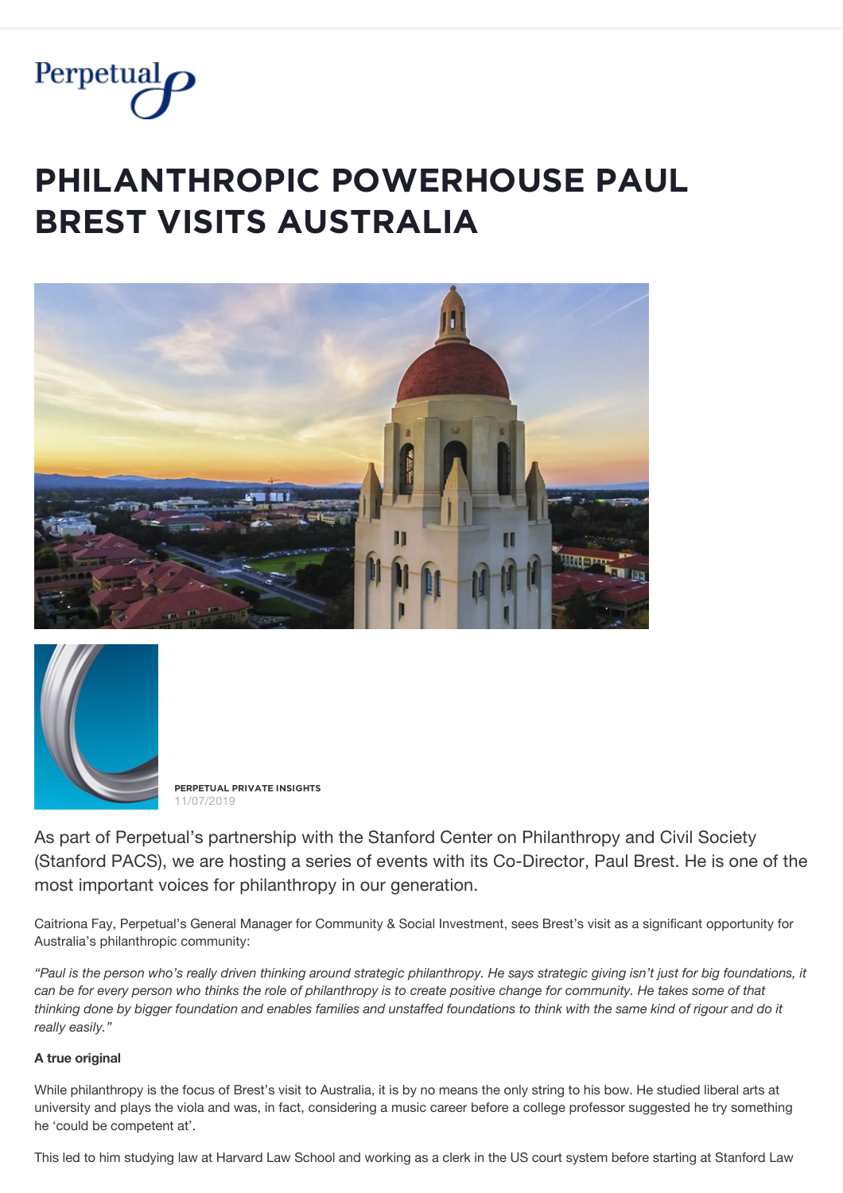Perpetual

# PHILANTHROPIC POWERHOUSE PAUL BREST VISITS AUSTRALIA

**PERPETUAL PRIVATE INSIGHTS**
11/07/2019

As part of Perpetual's partnership with the Stanford Center on Philanthropy and Civil Society (Stanford PACS), we are hosting a series of events with its Co-Director, Paul Brest. He is one of the most important voices for philanthropy in our generation.

Caitriona Fay, Perpetual's General Manager for Community & Social Investment, sees Brest's visit as a significant opportunity for Australia's philanthropic community:

*"Paul is the person who's really driven thinking around strategic philanthropy. He says strategic giving isn't just for big foundations, it can be for every person who thinks the role of philanthropy is to create positive change for community. He takes some of that thinking done by bigger foundation and enables families and unstaffed foundations to think with the same kind of rigour and do it really easily."*

**A true original**

While philanthropy is the focus of Brest's visit to Australia, it is by no means the only string to his bow. He studied liberal arts at university and plays the viola and was, in fact, considering a music career before a college professor suggested he try something he 'could be competent at'.

This led to him studying law at Harvard Law School and working as a clerk in the US court system before starting at Stanford Law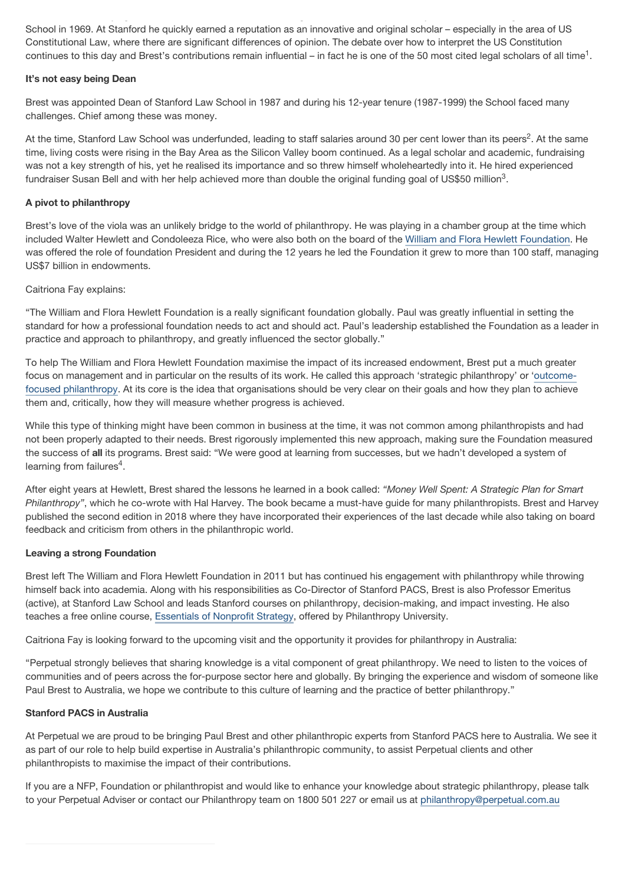School in 1969. At Stanford he quickly earned a reputation as an innovative and original scholar – especially in the area of US Constitutional Law, where there are significant differences of opinion. The debate over how to interpret the US Constitution continues to this day and Brest's contributions remain influential – in fact he is one of the 50 most cited legal scholars of all time[1].

**It's not easy being Dean**

Brest was appointed Dean of Stanford Law School in 1987 and during his 12-year tenure (1987-1999) the School faced many challenges. Chief among these was money.

At the time, Stanford Law School was underfunded, leading to staff salaries around 30 per cent lower than its peers[2]. At the same time, living costs were rising in the Bay Area as the Silicon Valley boom continued. As a legal scholar and academic, fundraising was not a key strength of his, yet he realised its importance and so threw himself wholeheartedly into it. He hired experienced fundraiser Susan Bell and with her help achieved more than double the original funding goal of US$50 million[3].

**A pivot to philanthropy**

Brest's love of the viola was an unlikely bridge to the world of philanthropy. He was playing in a chamber group at the time which included Walter Hewlett and Condoleeza Rice, who were also both on the board of the William and Flora Hewlett Foundation. He was offered the role of foundation President and during the 12 years he led the Foundation it grew to more than 100 staff, managing US$7 billion in endowments.

Caitriona Fay explains:

"The William and Flora Hewlett Foundation is a really significant foundation globally. Paul was greatly influential in setting the standard for how a professional foundation needs to act and should act. Paul's leadership established the Foundation as a leader in practice and approach to philanthropy, and greatly influenced the sector globally."

To help The William and Flora Hewlett Foundation maximise the impact of its increased endowment, Brest put a much greater focus on management and in particular on the results of its work. He called this approach 'strategic philanthropy' or 'outcome-focused philanthropy. At its core is the idea that organisations should be very clear on their goals and how they plan to achieve them and, critically, how they will measure whether progress is achieved.

While this type of thinking might have been common in business at the time, it was not common among philanthropists and had not been properly adapted to their needs. Brest rigorously implemented this new approach, making sure the Foundation measured the success of **all** its programs. Brest said: "We were good at learning from successes, but we hadn't developed a system of learning from failures[4].

After eight years at Hewlett, Brest shared the lessons he learned in a book called: *"Money Well Spent: A Strategic Plan for Smart Philanthropy"*, which he co-wrote with Hal Harvey. The book became a must-have guide for many philanthropists. Brest and Harvey published the second edition in 2018 where they have incorporated their experiences of the last decade while also taking on board feedback and criticism from others in the philanthropic world.

**Leaving a strong Foundation**

Brest left The William and Flora Hewlett Foundation in 2011 but has continued his engagement with philanthropy while throwing himself back into academia. Along with his responsibilities as Co-Director of Stanford PACS, Brest is also Professor Emeritus (active), at Stanford Law School and leads Stanford courses on philanthropy, decision-making, and impact investing. He also teaches a free online course, Essentials of Nonprofit Strategy, offered by Philanthropy University.

Caitriona Fay is looking forward to the upcoming visit and the opportunity it provides for philanthropy in Australia:

"Perpetual strongly believes that sharing knowledge is a vital component of great philanthropy. We need to listen to the voices of communities and of peers across the for-purpose sector here and globally. By bringing the experience and wisdom of someone like Paul Brest to Australia, we hope we contribute to this culture of learning and the practice of better philanthropy."

**Stanford PACS in Australia**

At Perpetual we are proud to be bringing Paul Brest and other philanthropic experts from Stanford PACS here to Australia. We see it as part of our role to help build expertise in Australia's philanthropic community, to assist Perpetual clients and other philanthropists to maximise the impact of their contributions.

If you are a NFP, Foundation or philanthropist and would like to enhance your knowledge about strategic philanthropy, please talk to your Perpetual Adviser or contact our Philanthropy team on 1800 501 227 or email us at philanthropy@perpetual.com.au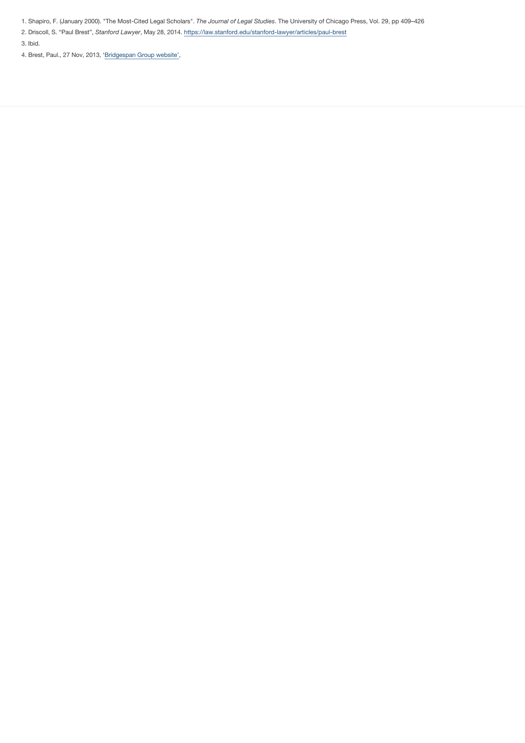1. Shapiro, F. (January 2000). "The Most-Cited Legal Scholars". *The Journal of Legal Studies*. The University of Chicago Press, Vol. 29, pp 409–426
2. Driscoll, S. "Paul Brest", *Stanford Lawyer*, May 28, 2014. https://law.stanford.edu/stanford-lawyer/articles/paul-brest
3. Ibid.
4. Brest, Paul., 27 Nov, 2013, 'Bridgespan Group website',